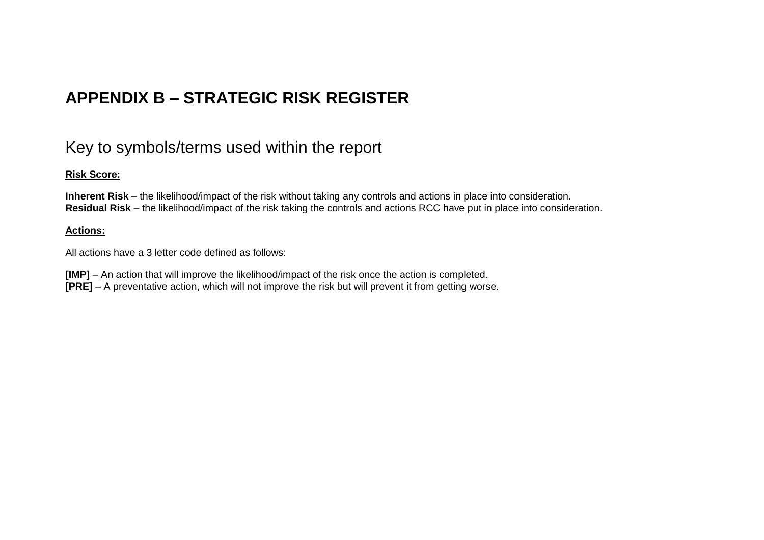# APPENDIX B – STRATEGIC RISK REGISTER

## Key to symbols/terms used within the report

**Risk Score:**

**Inherent Risk** – the likelihood/impact of the risk without taking any controls and actions in place into consideration.
**Residual Risk** – the likelihood/impact of the risk taking the controls and actions RCC have put in place into consideration.

**Actions:**

All actions have a 3 letter code defined as follows:

**[IMP]** – An action that will improve the likelihood/impact of the risk once the action is completed.
**[PRE]** – A preventative action, which will not improve the risk but will prevent it from getting worse.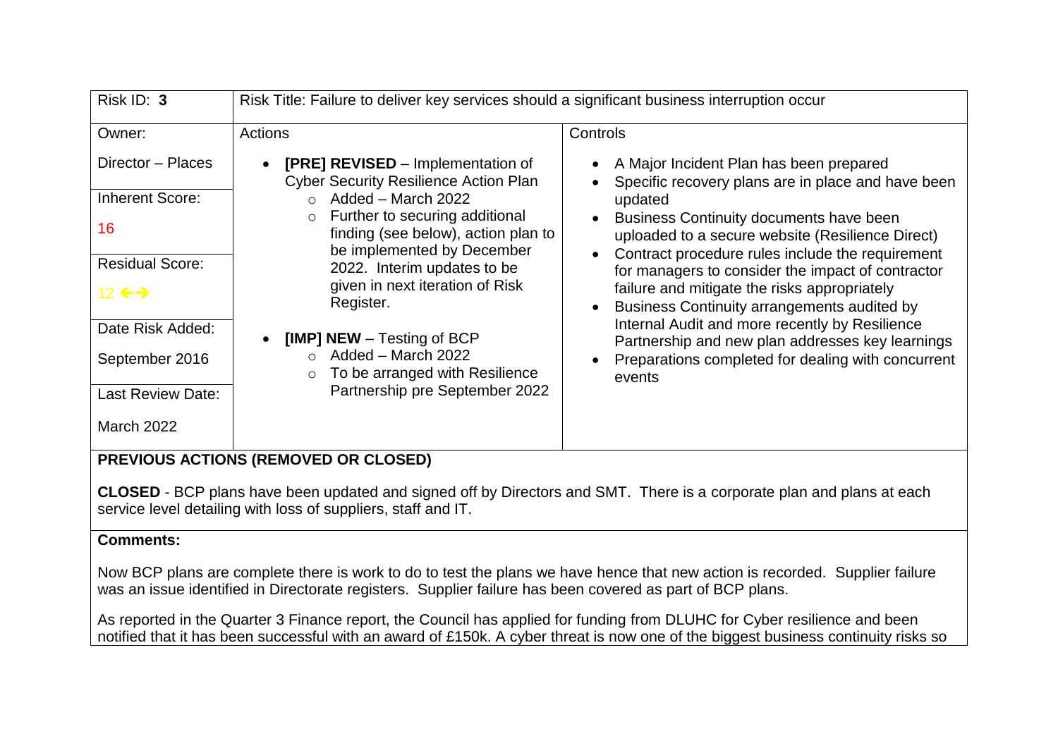| Risk ID: **3** | Risk Title: Failure to deliver key services should a significant business interruption occur | |
|---|---|---|
| Owner:<br><br>Director – Places | Actions | Controls |
| Inherent Score:<br><br>16<br><br>Residual Score:<br><br>12 ←→<br><br>Date Risk Added:<br><br>September 2016<br><br>Last Review Date:<br><br>March 2022 | • **[PRE] REVISED** – Implementation of Cyber Security Resilience Action Plan<br>  ○ Added – March 2022<br>  ○ Further to securing additional finding (see below), action plan to be implemented by December 2022. Interim updates to be given in next iteration of Risk Register.<br><br>• **[IMP] NEW** – Testing of BCP<br>  ○ Added – March 2022<br>  ○ To be arranged with Resilience Partnership pre September 2022 | • A Major Incident Plan has been prepared<br>• Specific recovery plans are in place and have been updated<br>• Business Continuity documents have been uploaded to a secure website (Resilience Direct)<br>• Contract procedure rules include the requirement for managers to consider the impact of contractor failure and mitigate the risks appropriately<br>• Business Continuity arrangements audited by Internal Audit and more recently by Resilience Partnership and new plan addresses key learnings<br>• Preparations completed for dealing with concurrent events |

**PREVIOUS ACTIONS (REMOVED OR CLOSED)**

**CLOSED** - BCP plans have been updated and signed off by Directors and SMT. There is a corporate plan and plans at each service level detailing with loss of suppliers, staff and IT.

**Comments:**

Now BCP plans are complete there is work to do to test the plans we have hence that new action is recorded. Supplier failure was an issue identified in Directorate registers. Supplier failure has been covered as part of BCP plans.

As reported in the Quarter 3 Finance report, the Council has applied for funding from DLUHC for Cyber resilience and been notified that it has been successful with an award of £150k. A cyber threat is now one of the biggest business continuity risks so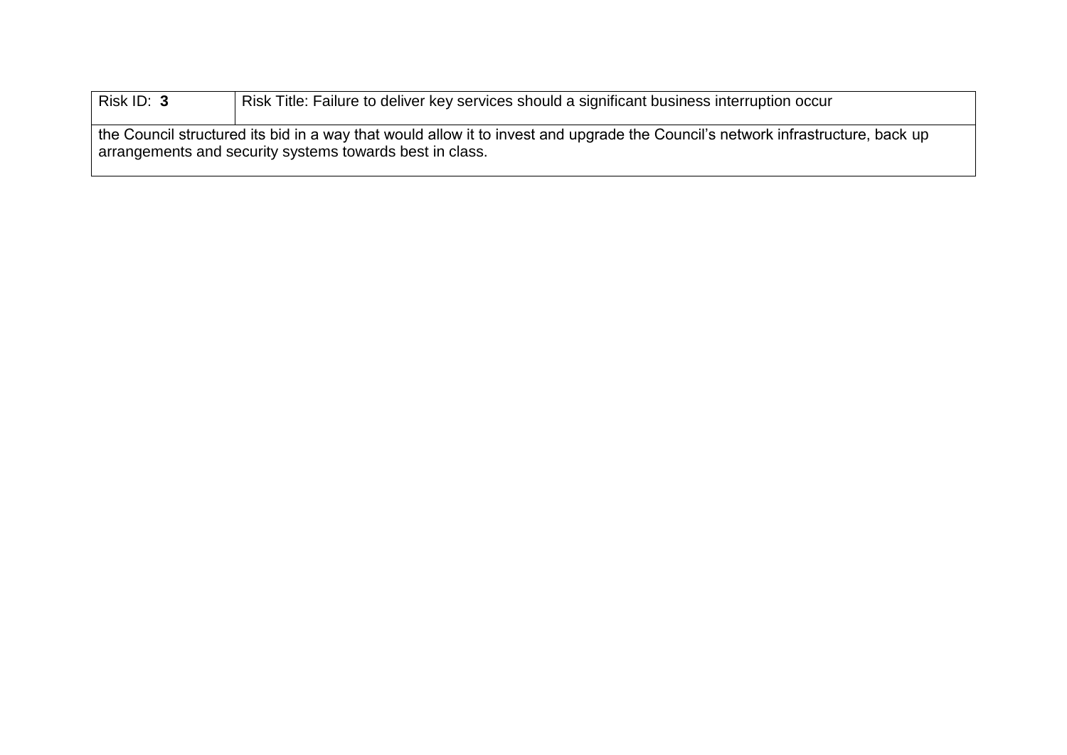| Risk ID: **3** | Risk Title: Failure to deliver key services should a significant business interruption occur |
|---|---|
| the Council structured its bid in a way that would allow it to invest and upgrade the Council's network infrastructure, back up arrangements and security systems towards best in class. | |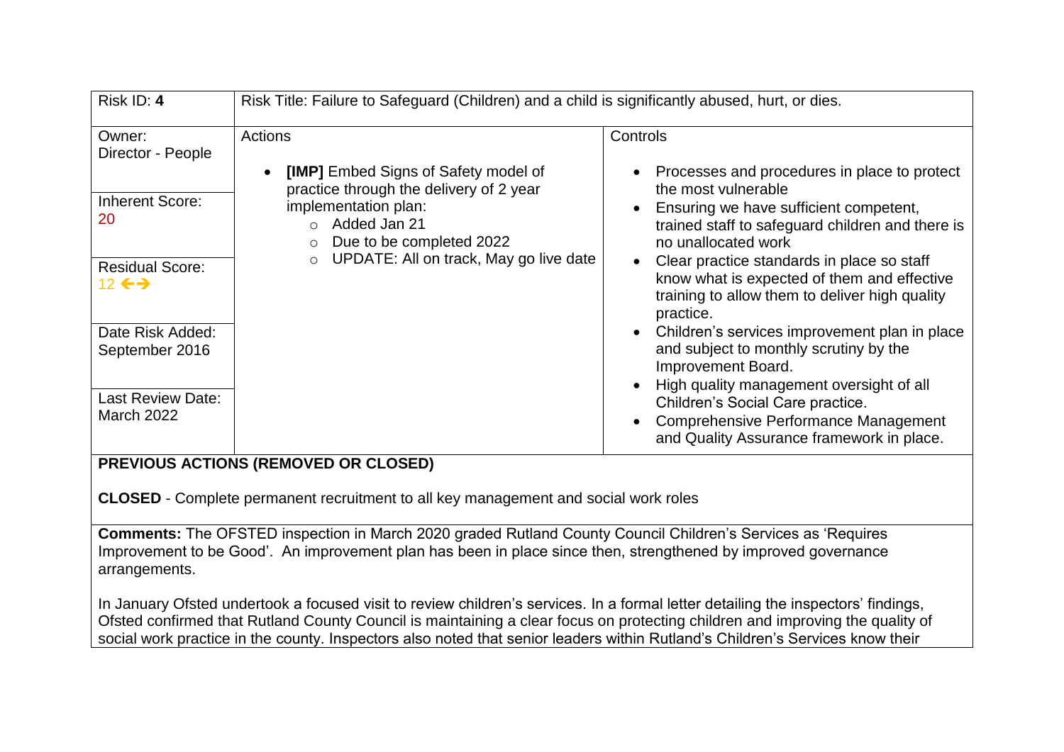| Risk ID: **4** | Risk Title: Failure to Safeguard (Children) and a child is significantly abused, hurt, or dies. | |
|---|---|---|
| Owner:<br>Director - People<br><br>Inherent Score:<br>20<br><br>Residual Score:<br>12 ←→<br><br>Date Risk Added:<br>September 2016<br><br>Last Review Date:<br>March 2022 | Actions<br><br>• **[IMP]** Embed Signs of Safety model of practice through the delivery of 2 year implementation plan:<br>&nbsp;&nbsp;○ Added Jan 21<br>&nbsp;&nbsp;○ Due to be completed 2022<br>&nbsp;&nbsp;○ UPDATE: All on track, May go live date | Controls<br><br>• Processes and procedures in place to protect the most vulnerable<br>• Ensuring we have sufficient competent, trained staff to safeguard children and there is no unallocated work<br>• Clear practice standards in place so staff know what is expected of them and effective training to allow them to deliver high quality practice.<br>• Children's services improvement plan in place and subject to monthly scrutiny by the Improvement Board.<br>• High quality management oversight of all Children's Social Care practice.<br>• Comprehensive Performance Management and Quality Assurance framework in place. |

**PREVIOUS ACTIONS (REMOVED OR CLOSED)**

**CLOSED** - Complete permanent recruitment to all key management and social work roles

**Comments:** The OFSTED inspection in March 2020 graded Rutland County Council Children's Services as 'Requires Improvement to be Good'. An improvement plan has been in place since then, strengthened by improved governance arrangements.

In January Ofsted undertook a focused visit to review children's services. In a formal letter detailing the inspectors' findings, Ofsted confirmed that Rutland County Council is maintaining a clear focus on protecting children and improving the quality of social work practice in the county. Inspectors also noted that senior leaders within Rutland's Children's Services know their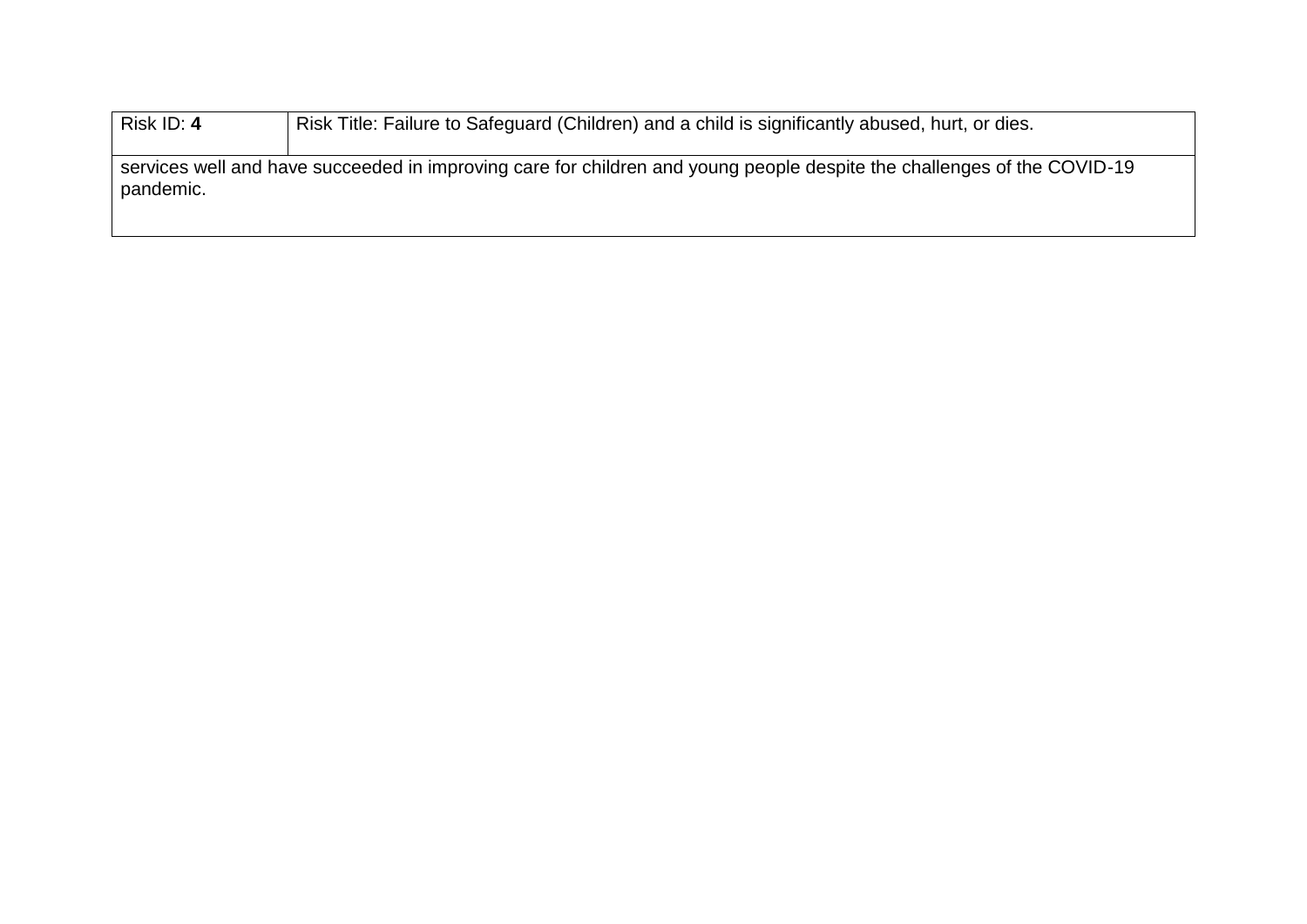| Risk ID: **4** | Risk Title: Failure to Safeguard (Children) and a child is significantly abused, hurt, or dies. |
|---|---|
| services well and have succeeded in improving care for children and young people despite the challenges of the COVID-19 pandemic. | |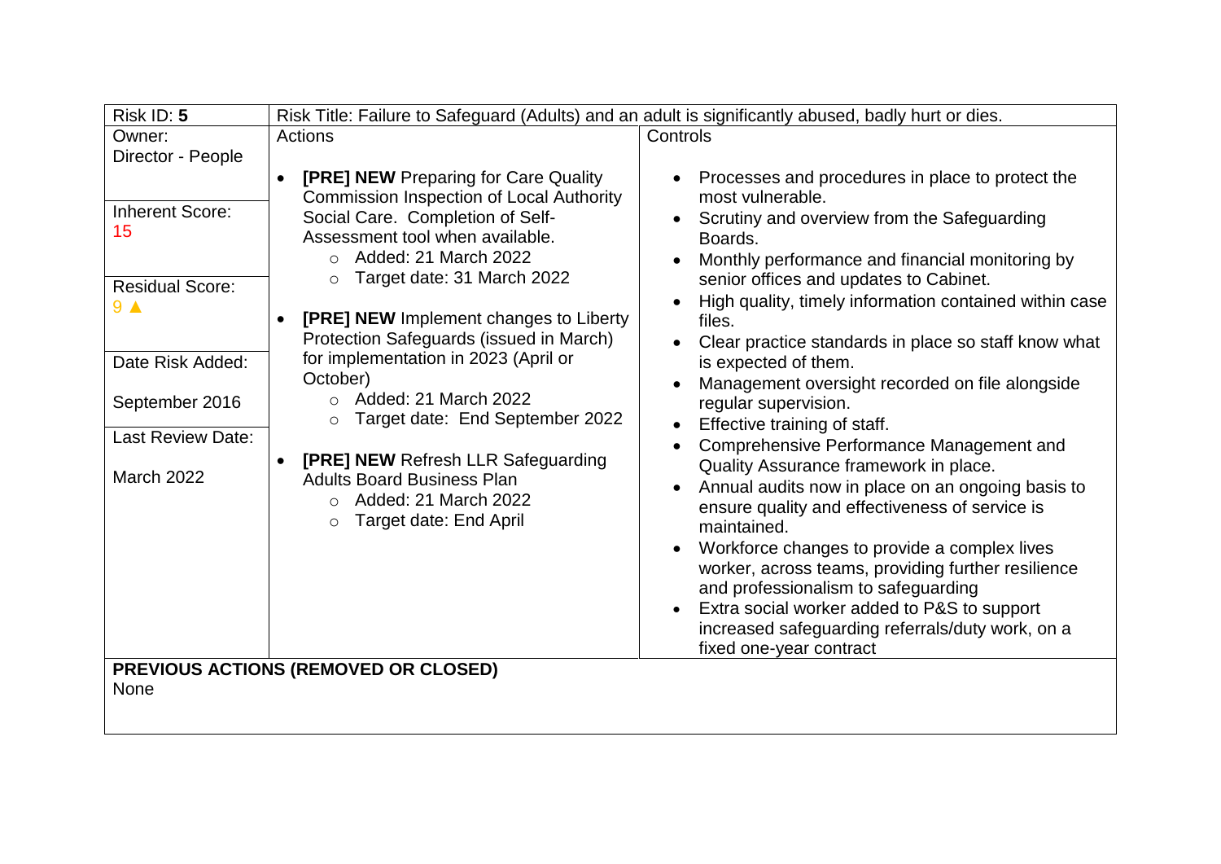| Risk ID: **5** | Risk Title: Failure to Safeguard (Adults) and an adult is significantly abused, badly hurt or dies. | |
|---|---|---|
| Owner: Director - People<br><br>Inherent Score: 15<br><br>Residual Score: 9 ▲<br><br>Date Risk Added:<br><br>September 2016<br><br>Last Review Date:<br><br>March 2022 | Actions<br><br>• **[PRE] NEW** Preparing for Care Quality Commission Inspection of Local Authority Social Care. Completion of Self-Assessment tool when available.<br>&nbsp;&nbsp;○ Added: 21 March 2022<br>&nbsp;&nbsp;○ Target date: 31 March 2022<br><br>• **[PRE] NEW** Implement changes to Liberty Protection Safeguards (issued in March) for implementation in 2023 (April or October)<br>&nbsp;&nbsp;○ Added: 21 March 2022<br>&nbsp;&nbsp;○ Target date: End September 2022<br><br>• **[PRE] NEW** Refresh LLR Safeguarding Adults Board Business Plan<br>&nbsp;&nbsp;○ Added: 21 March 2022<br>&nbsp;&nbsp;○ Target date: End April | Controls<br><br>• Processes and procedures in place to protect the most vulnerable.<br>• Scrutiny and overview from the Safeguarding Boards.<br>• Monthly performance and financial monitoring by senior offices and updates to Cabinet.<br>• High quality, timely information contained within case files.<br>• Clear practice standards in place so staff know what is expected of them.<br>• Management oversight recorded on file alongside regular supervision.<br>• Effective training of staff.<br>• Comprehensive Performance Management and Quality Assurance framework in place.<br>• Annual audits now in place on an ongoing basis to ensure quality and effectiveness of service is maintained.<br>• Workforce changes to provide a complex lives worker, across teams, providing further resilience and professionalism to safeguarding<br>• Extra social worker added to P&S to support increased safeguarding referrals/duty work, on a fixed one-year contract |
| **PREVIOUS ACTIONS (REMOVED OR CLOSED)**<br>None | | |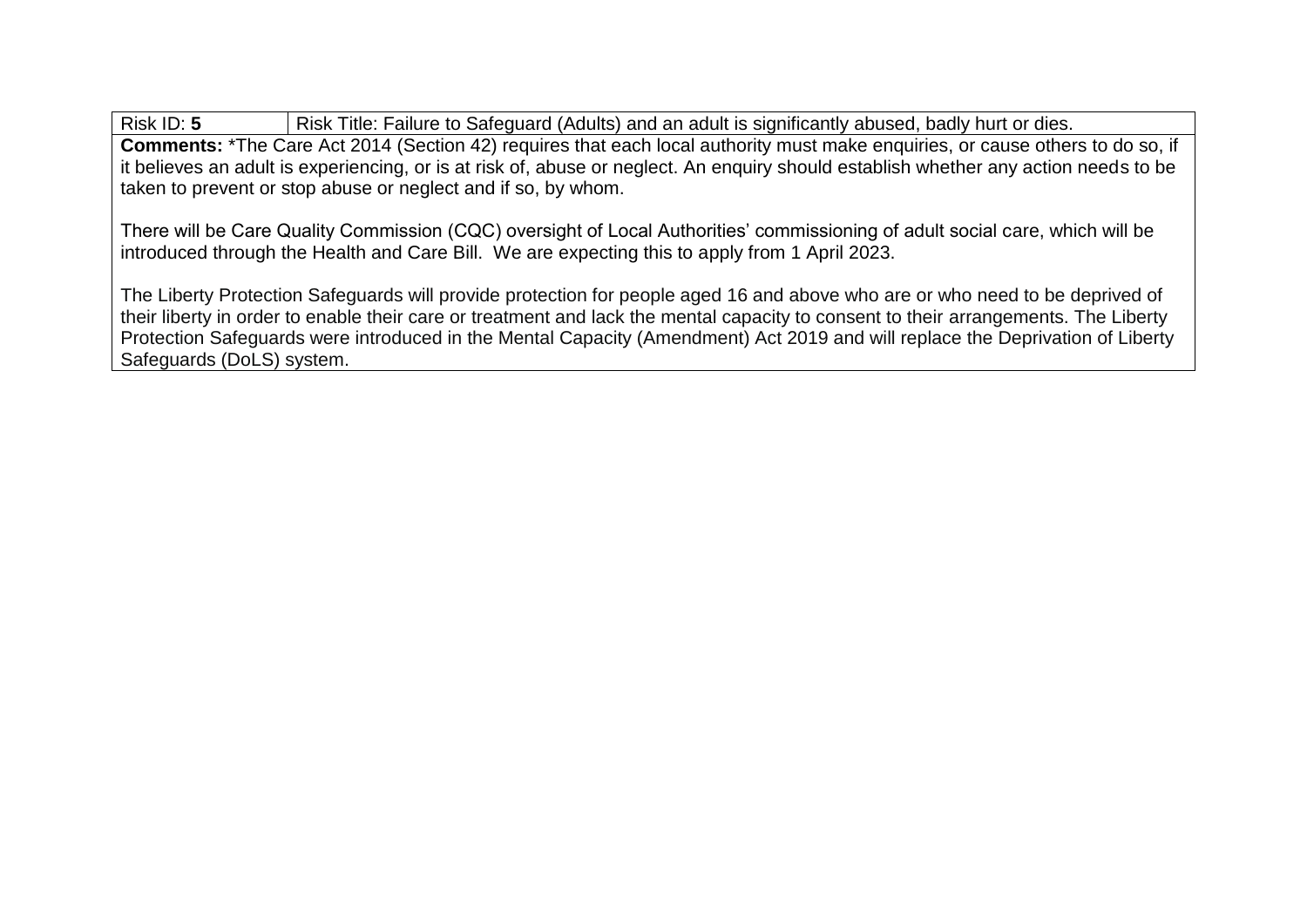| Risk ID: **5** | Risk Title: Failure to Safeguard (Adults) and an adult is significantly abused, badly hurt or dies. |
|---|---|

**Comments:** *The Care Act 2014 (Section 42) requires that each local authority must make enquiries, or cause others to do so, if it believes an adult is experiencing, or is at risk of, abuse or neglect. An enquiry should establish whether any action needs to be taken to prevent or stop abuse or neglect and if so, by whom.

There will be Care Quality Commission (CQC) oversight of Local Authorities' commissioning of adult social care, which will be introduced through the Health and Care Bill. We are expecting this to apply from 1 April 2023.

The Liberty Protection Safeguards will provide protection for people aged 16 and above who are or who need to be deprived of their liberty in order to enable their care or treatment and lack the mental capacity to consent to their arrangements. The Liberty Protection Safeguards were introduced in the Mental Capacity (Amendment) Act 2019 and will replace the Deprivation of Liberty Safeguards (DoLS) system.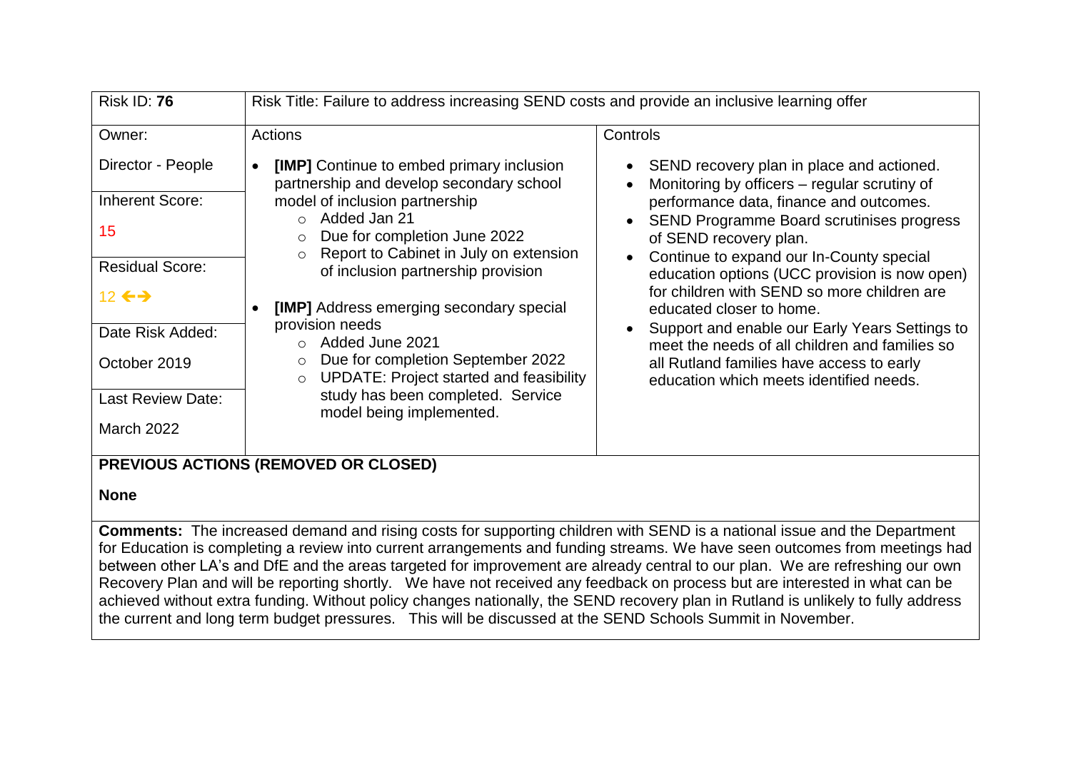| Risk ID: **76** | Risk Title: Failure to address increasing SEND costs and provide an inclusive learning offer | |
|---|---|---|
| Owner:<br><br>Director - People<br><br>Inherent Score:<br><br>15<br><br>Residual Score:<br><br>12 ←→<br><br>Date Risk Added:<br><br>October 2019<br><br>Last Review Date:<br><br>March 2022 | Actions<br><br>- **[IMP]** Continue to embed primary inclusion partnership and develop secondary school model of inclusion partnership<br>  - Added Jan 21<br>  - Due for completion June 2022<br>  - Report to Cabinet in July on extension of inclusion partnership provision<br>- **[IMP]** Address emerging secondary special provision needs<br>  - Added June 2021<br>  - Due for completion September 2022<br>  - UPDATE: Project started and feasibility study has been completed. Service model being implemented. | Controls<br><br>- SEND recovery plan in place and actioned.<br>- Monitoring by officers – regular scrutiny of performance data, finance and outcomes.<br>- SEND Programme Board scrutinises progress of SEND recovery plan.<br>- Continue to expand our In-County special education options (UCC provision is now open) for children with SEND so more children are educated closer to home.<br>- Support and enable our Early Years Settings to meet the needs of all children and families so all Rutland families have access to early education which meets identified needs. |

**PREVIOUS ACTIONS (REMOVED OR CLOSED)**

**None**

**Comments:** The increased demand and rising costs for supporting children with SEND is a national issue and the Department for Education is completing a review into current arrangements and funding streams. We have seen outcomes from meetings had between other LA's and DfE and the areas targeted for improvement are already central to our plan. We are refreshing our own Recovery Plan and will be reporting shortly. We have not received any feedback on process but are interested in what can be achieved without extra funding. Without policy changes nationally, the SEND recovery plan in Rutland is unlikely to fully address the current and long term budget pressures. This will be discussed at the SEND Schools Summit in November.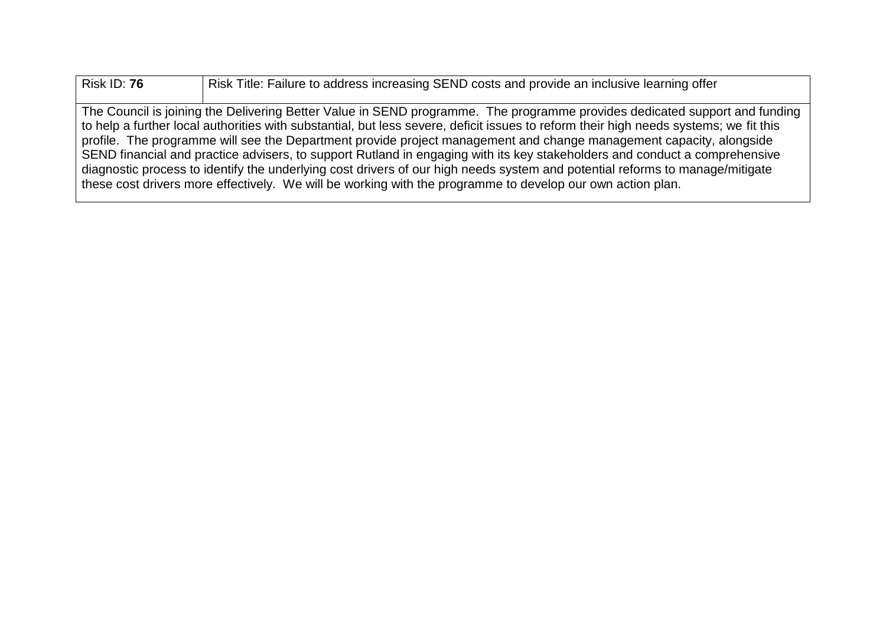| Risk ID: **76** | Risk Title: Failure to address increasing SEND costs and provide an inclusive learning offer |
|---|---|
| The Council is joining the Delivering Better Value in SEND programme. The programme provides dedicated support and funding to help a further local authorities with substantial, but less severe, deficit issues to reform their high needs systems; we fit this profile. The programme will see the Department provide project management and change management capacity, alongside SEND financial and practice advisers, to support Rutland in engaging with its key stakeholders and conduct a comprehensive diagnostic process to identify the underlying cost drivers of our high needs system and potential reforms to manage/mitigate these cost drivers more effectively. We will be working with the programme to develop our own action plan. | |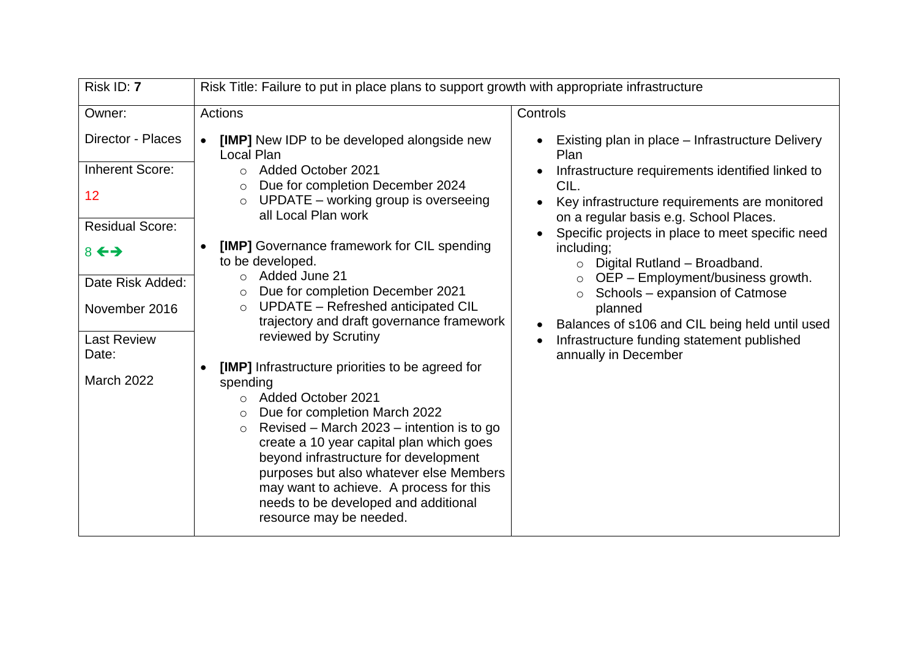| Risk ID: **7** | Risk Title: Failure to put in place plans to support growth with appropriate infrastructure | |
|---|---|---|
| Owner:<br><br>Director - Places<br><br>Inherent Score:<br><br>12<br><br>Residual Score:<br><br>8 ←→<br><br>Date Risk Added:<br><br>November 2016<br><br>Last Review Date:<br><br>March 2022 | Actions<br><br>• **[IMP]** New IDP to be developed alongside new Local Plan<br>  ○ Added October 2021<br>  ○ Due for completion December 2024<br>  ○ UPDATE – working group is overseeing all Local Plan work<br><br>• **[IMP]** Governance framework for CIL spending to be developed.<br>  ○ Added June 21<br>  ○ Due for completion December 2021<br>  ○ UPDATE – Refreshed anticipated CIL trajectory and draft governance framework reviewed by Scrutiny<br><br>• **[IMP]** Infrastructure priorities to be agreed for spending<br>  ○ Added October 2021<br>  ○ Due for completion March 2022<br>  ○ Revised – March 2023 – intention is to go create a 10 year capital plan which goes beyond infrastructure for development purposes but also whatever else Members may want to achieve. A process for this needs to be developed and additional resource may be needed. | Controls<br><br>• Existing plan in place – Infrastructure Delivery Plan<br>• Infrastructure requirements identified linked to CIL.<br>• Key infrastructure requirements are monitored on a regular basis e.g. School Places.<br>• Specific projects in place to meet specific need including;<br>  ○ Digital Rutland – Broadband.<br>  ○ OEP – Employment/business growth.<br>  ○ Schools – expansion of Catmose planned<br>• Balances of s106 and CIL being held until used<br>• Infrastructure funding statement published annually in December |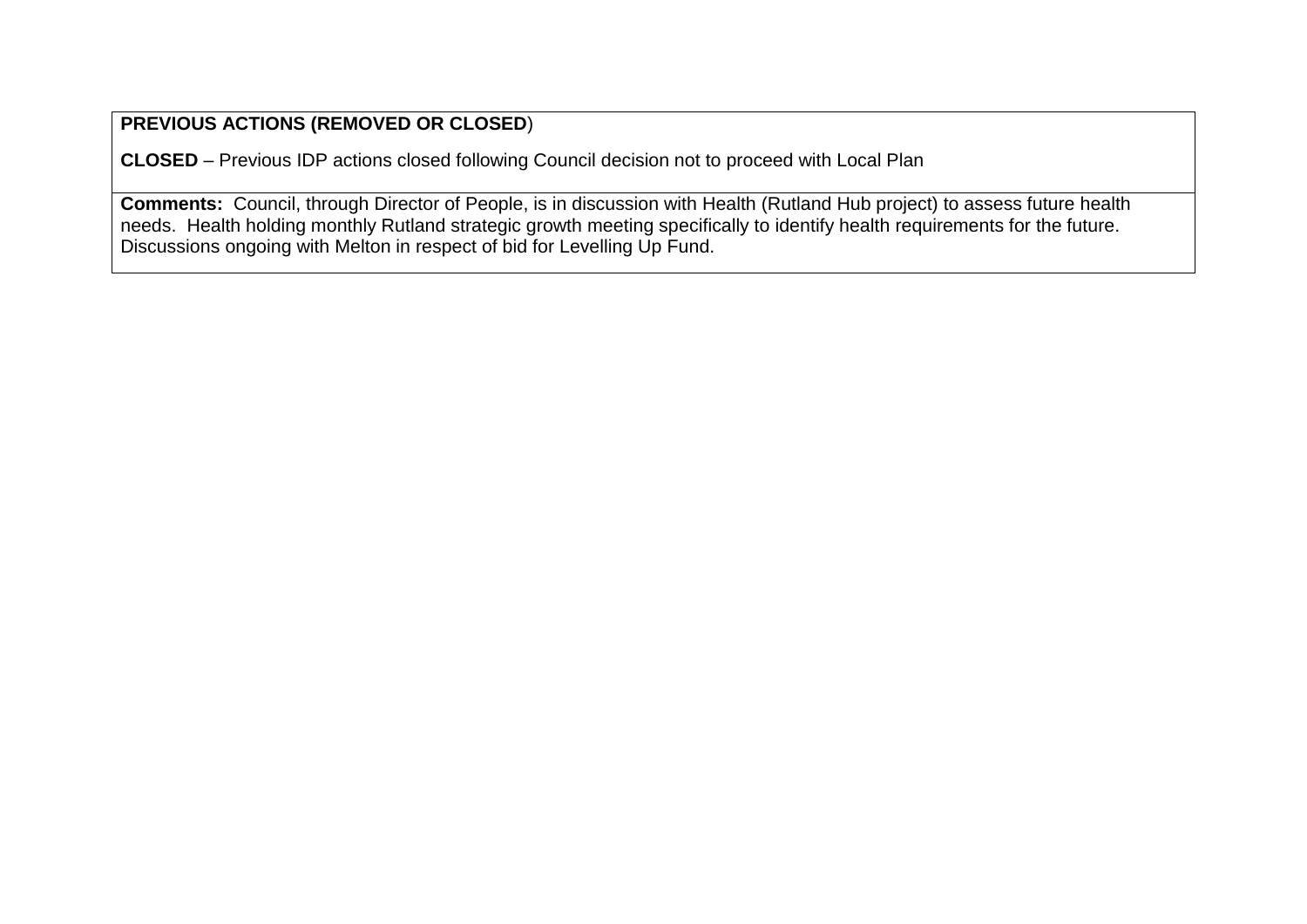| **PREVIOUS ACTIONS (REMOVED OR CLOSED)**<br><br>**CLOSED** – Previous IDP actions closed following Council decision not to proceed with Local Plan |
|---|
| **Comments:** Council, through Director of People, is in discussion with Health (Rutland Hub project) to assess future health needs. Health holding monthly Rutland strategic growth meeting specifically to identify health requirements for the future. Discussions ongoing with Melton in respect of bid for Levelling Up Fund. |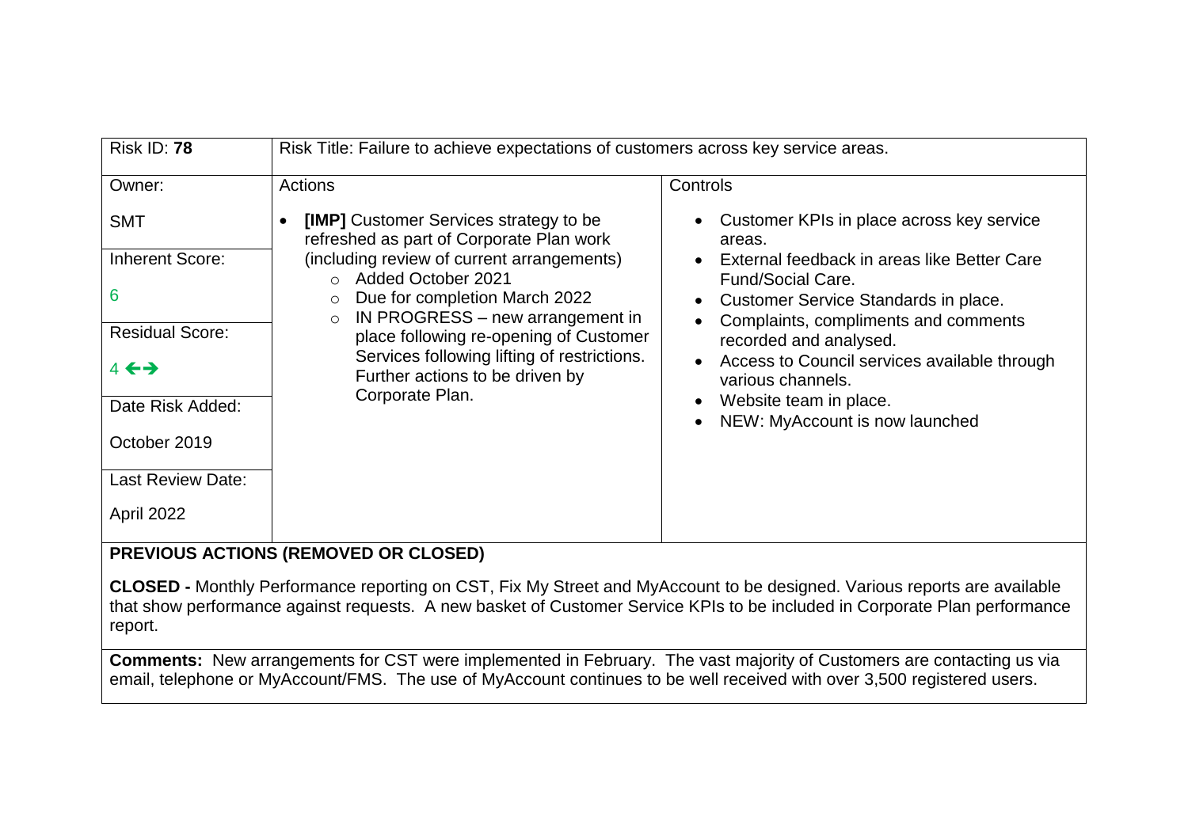| Risk ID: **78** | Risk Title: Failure to achieve expectations of customers across key service areas. | |
|---|---|---|
| Owner:<br><br>SMT<br><br>Inherent Score:<br><br>6<br><br>Residual Score:<br><br>4 ←→<br><br>Date Risk Added:<br><br>October 2019<br><br>Last Review Date:<br><br>April 2022 | Actions<br><br>• **[IMP]** Customer Services strategy to be refreshed as part of Corporate Plan work (including review of current arrangements)<br>  ○ Added October 2021<br>  ○ Due for completion March 2022<br>  ○ IN PROGRESS – new arrangement in place following re-opening of Customer Services following lifting of restrictions. Further actions to be driven by Corporate Plan. | Controls<br><br>• Customer KPIs in place across key service areas.<br>• External feedback in areas like Better Care Fund/Social Care.<br>• Customer Service Standards in place.<br>• Complaints, compliments and comments recorded and analysed.<br>• Access to Council services available through various channels.<br>• Website team in place.<br>• NEW: MyAccount is now launched |
| **PREVIOUS ACTIONS (REMOVED OR CLOSED)**<br><br>**CLOSED -** Monthly Performance reporting on CST, Fix My Street and MyAccount to be designed. Various reports are available that show performance against requests. A new basket of Customer Service KPIs to be included in Corporate Plan performance report. | | |
| **Comments:** New arrangements for CST were implemented in February. The vast majority of Customers are contacting us via email, telephone or MyAccount/FMS. The use of MyAccount continues to be well received with over 3,500 registered users. | | |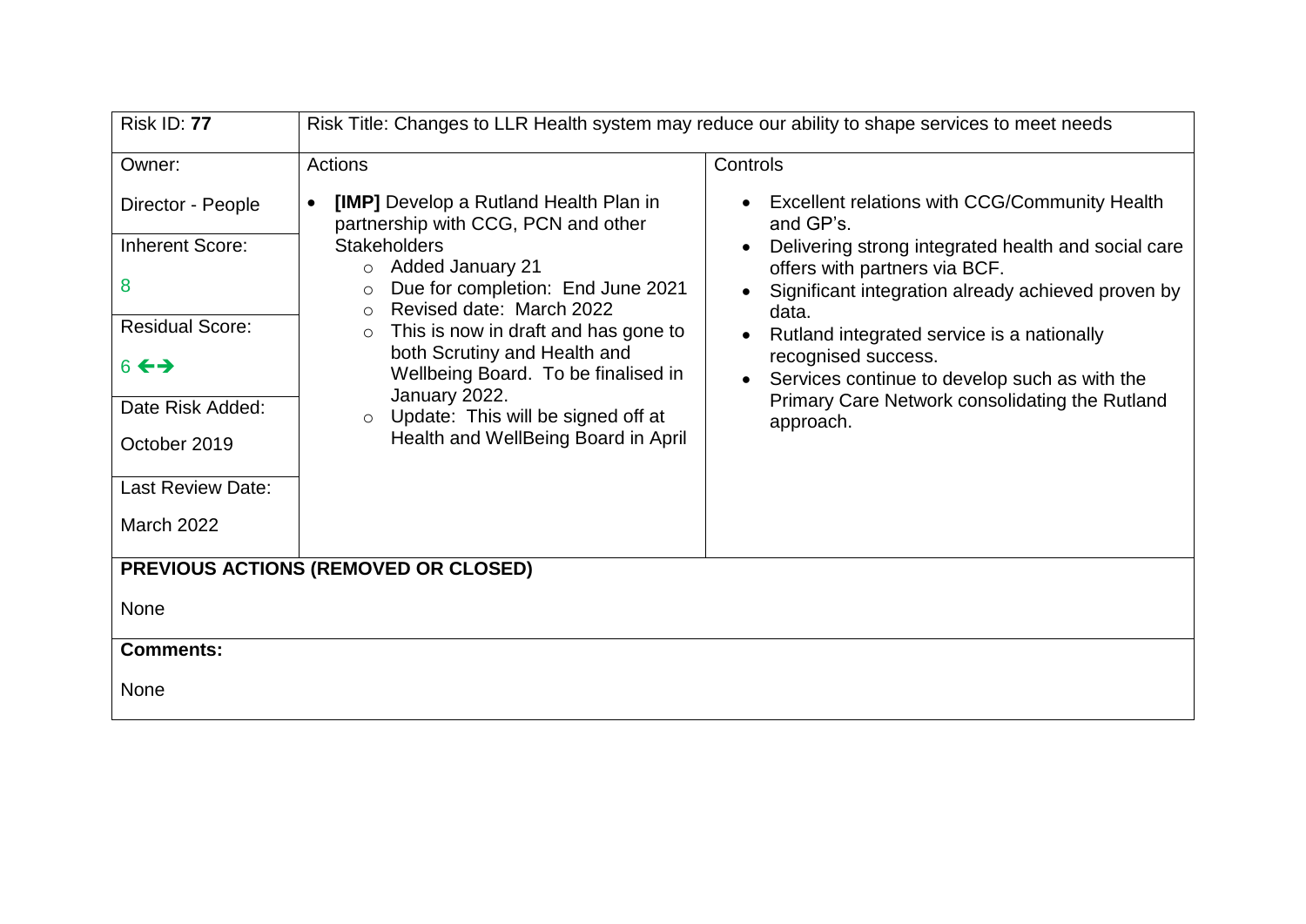| Risk ID: **77** | Risk Title: Changes to LLR Health system may reduce our ability to shape services to meet needs | |
|---|---|---|
| Owner:<br><br>Director - People | Actions<br><br>• **[IMP]** Develop a Rutland Health Plan in partnership with CCG, PCN and other Stakeholders<br>  ○ Added January 21<br>  ○ Due for completion: End June 2021<br>  ○ Revised date: March 2022<br>  ○ This is now in draft and has gone to both Scrutiny and Health and Wellbeing Board. To be finalised in January 2022.<br>  ○ Update: This will be signed off at Health and WellBeing Board in April | Controls<br><br>• Excellent relations with CCG/Community Health and GP's.<br>• Delivering strong integrated health and social care offers with partners via BCF.<br>• Significant integration already achieved proven by data.<br>• Rutland integrated service is a nationally recognised success.<br>• Services continue to develop such as with the Primary Care Network consolidating the Rutland approach. |
| Inherent Score:<br><br>8 | | |
| Residual Score:<br><br>6 ←→ | | |
| Date Risk Added:<br><br>October 2019 | | |
| Last Review Date:<br><br>March 2022 | | |

**PREVIOUS ACTIONS (REMOVED OR CLOSED)**

None

**Comments:**

None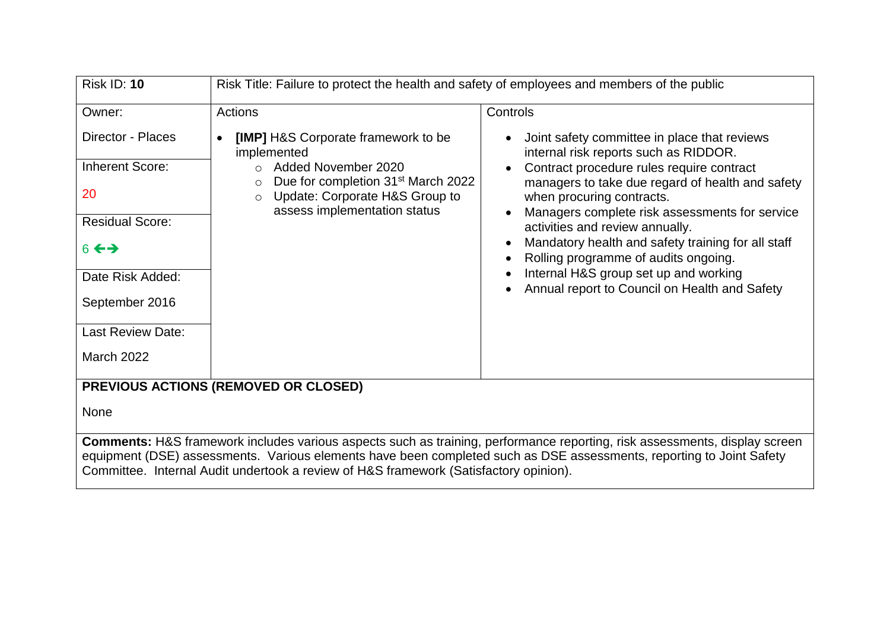| Risk ID: **10** | Risk Title: Failure to protect the health and safety of employees and members of the public | |
|---|---|---|
| Owner:<br><br>Director - Places | Actions | Controls |
| Inherent Score:<br><br>20 | <ul><li>**[IMP]** H&S Corporate framework to be implemented<ul><li>Added November 2020</li><li>Due for completion 31st March 2022</li><li>Update: Corporate H&S Group to assess implementation status</li></ul></li></ul> | <ul><li>Joint safety committee in place that reviews internal risk reports such as RIDDOR.</li><li>Contract procedure rules require contract managers to take due regard of health and safety when procuring contracts.</li><li>Managers complete risk assessments for service activities and review annually.</li><li>Mandatory health and safety training for all staff</li><li>Rolling programme of audits ongoing.</li><li>Internal H&S group set up and working</li><li>Annual report to Council on Health and Safety</li></ul> |
| Residual Score:<br><br>6 ←→ | | |
| Date Risk Added:<br><br>September 2016 | | |
| Last Review Date:<br><br>March 2022 | | |

**PREVIOUS ACTIONS (REMOVED OR CLOSED)**

None

**Comments:** H&S framework includes various aspects such as training, performance reporting, risk assessments, display screen equipment (DSE) assessments. Various elements have been completed such as DSE assessments, reporting to Joint Safety Committee. Internal Audit undertook a review of H&S framework (Satisfactory opinion).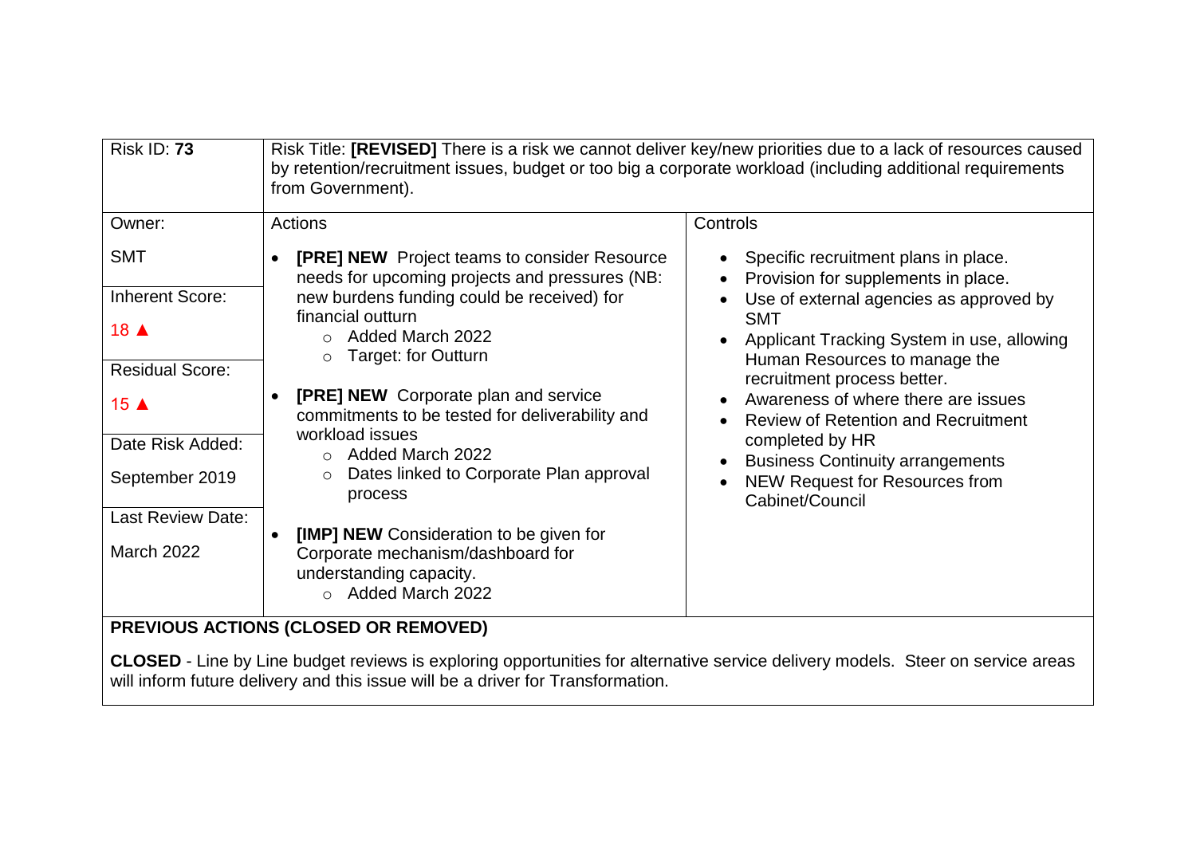| Risk ID: **73** | Risk Title: **[REVISED]** There is a risk we cannot deliver key/new priorities due to a lack of resources caused by retention/recruitment issues, budget or too big a corporate workload (including additional requirements from Government). | |
|---|---|---|
| Owner: | Actions | Controls |
| SMT<br><br>Inherent Score:<br><br>18 ▲<br><br>Residual Score:<br><br>15 ▲<br><br>Date Risk Added:<br><br>September 2019<br><br>Last Review Date:<br><br>March 2022 | • **[PRE] NEW** Project teams to consider Resource needs for upcoming projects and pressures (NB: new burdens funding could be received) for financial outturn<br>&nbsp;&nbsp;&nbsp;&nbsp;○ Added March 2022<br>&nbsp;&nbsp;&nbsp;&nbsp;○ Target: for Outturn<br><br>• **[PRE] NEW** Corporate plan and service commitments to be tested for deliverability and workload issues<br>&nbsp;&nbsp;&nbsp;&nbsp;○ Added March 2022<br>&nbsp;&nbsp;&nbsp;&nbsp;○ Dates linked to Corporate Plan approval process<br><br>• **[IMP] NEW** Consideration to be given for Corporate mechanism/dashboard for understanding capacity.<br>&nbsp;&nbsp;&nbsp;&nbsp;○ Added March 2022 | • Specific recruitment plans in place.<br>• Provision for supplements in place.<br>• Use of external agencies as approved by SMT<br>• Applicant Tracking System in use, allowing Human Resources to manage the recruitment process better.<br>• Awareness of where there are issues<br>• Review of Retention and Recruitment completed by HR<br>• Business Continuity arrangements<br>• NEW Request for Resources from Cabinet/Council |
| **PREVIOUS ACTIONS (CLOSED OR REMOVED)**<br><br>**CLOSED** - Line by Line budget reviews is exploring opportunities for alternative service delivery models. Steer on service areas will inform future delivery and this issue will be a driver for Transformation. | | |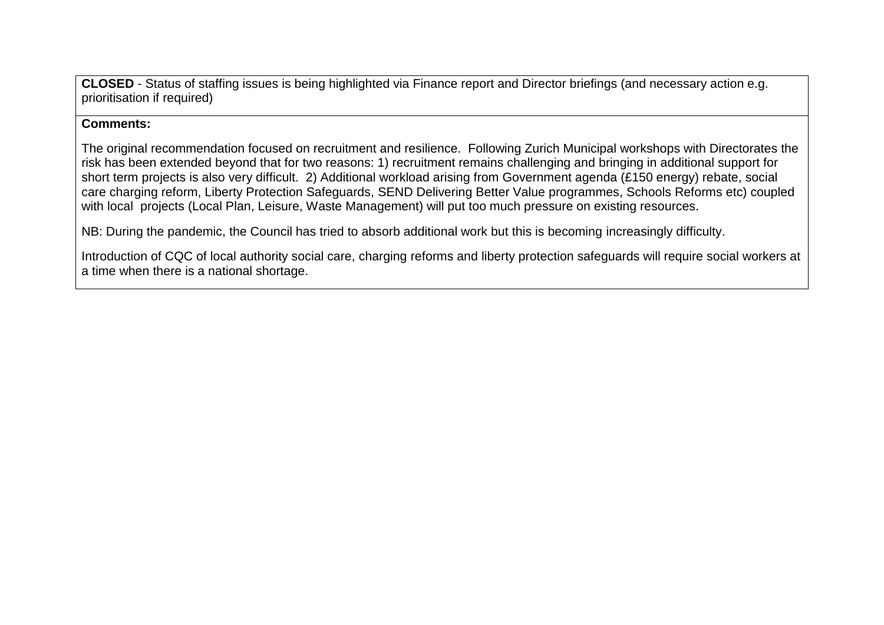**CLOSED** - Status of staffing issues is being highlighted via Finance report and Director briefings (and necessary action e.g. prioritisation if required)

**Comments:**

The original recommendation focused on recruitment and resilience. Following Zurich Municipal workshops with Directorates the risk has been extended beyond that for two reasons: 1) recruitment remains challenging and bringing in additional support for short term projects is also very difficult. 2) Additional workload arising from Government agenda (£150 energy) rebate, social care charging reform, Liberty Protection Safeguards, SEND Delivering Better Value programmes, Schools Reforms etc) coupled with local projects (Local Plan, Leisure, Waste Management) will put too much pressure on existing resources.

NB: During the pandemic, the Council has tried to absorb additional work but this is becoming increasingly difficulty.

Introduction of CQC of local authority social care, charging reforms and liberty protection safeguards will require social workers at a time when there is a national shortage.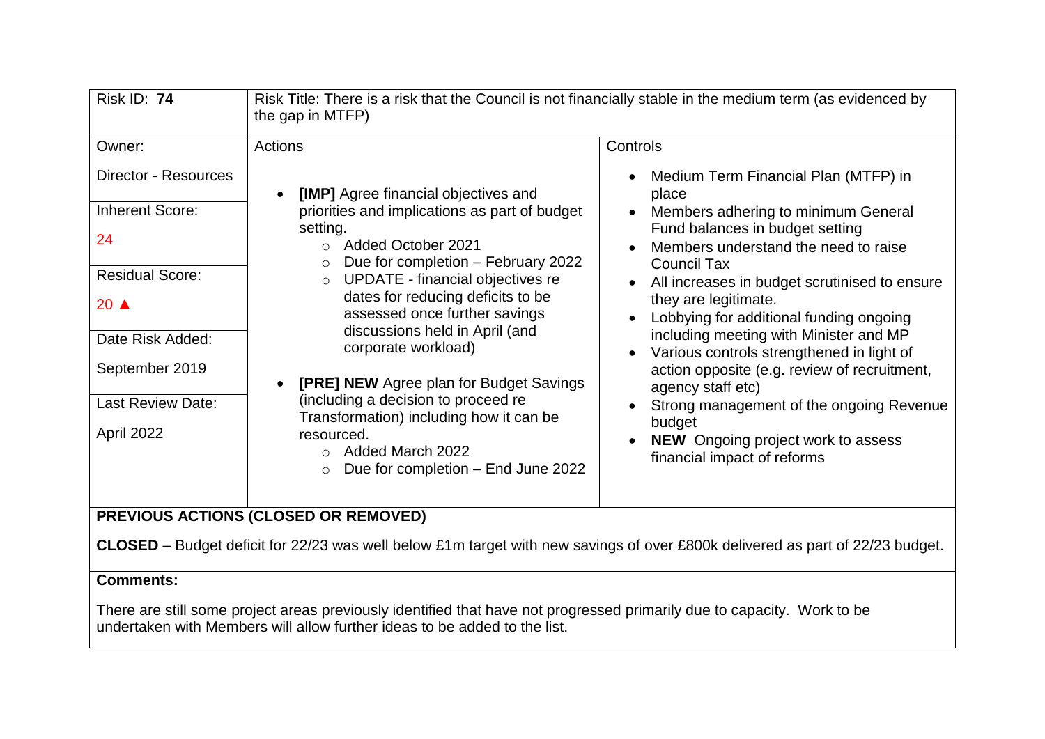| Risk ID: **74** | Risk Title: There is a risk that the Council is not financially stable in the medium term (as evidenced by the gap in MTFP) | |
|---|---|---|
| Owner:<br><br>Director - Resources | Actions | Controls |
| Inherent Score:<br><br>24<br><br>Residual Score:<br><br>20 ▲<br><br>Date Risk Added:<br><br>September 2019<br><br>Last Review Date:<br><br>April 2022 | • **[IMP]** Agree financial objectives and priorities and implications as part of budget setting.<br>&nbsp;&nbsp;&nbsp;&nbsp;○ Added October 2021<br>&nbsp;&nbsp;&nbsp;&nbsp;○ Due for completion – February 2022<br>&nbsp;&nbsp;&nbsp;&nbsp;○ UPDATE - financial objectives re dates for reducing deficits to be assessed once further savings discussions held in April (and corporate workload)<br><br>• **[PRE] NEW** Agree plan for Budget Savings (including a decision to proceed re Transformation) including how it can be resourced.<br>&nbsp;&nbsp;&nbsp;&nbsp;○ Added March 2022<br>&nbsp;&nbsp;&nbsp;&nbsp;○ Due for completion – End June 2022 | • Medium Term Financial Plan (MTFP) in place<br>• Members adhering to minimum General Fund balances in budget setting<br>• Members understand the need to raise Council Tax<br>• All increases in budget scrutinised to ensure they are legitimate.<br>• Lobbying for additional funding ongoing including meeting with Minister and MP<br>• Various controls strengthened in light of action opposite (e.g. review of recruitment, agency staff etc)<br>• Strong management of the ongoing Revenue budget<br>• **NEW** Ongoing project work to assess financial impact of reforms |

**PREVIOUS ACTIONS (CLOSED OR REMOVED)**

**CLOSED** – Budget deficit for 22/23 was well below £1m target with new savings of over £800k delivered as part of 22/23 budget.

**Comments:**

There are still some project areas previously identified that have not progressed primarily due to capacity. Work to be undertaken with Members will allow further ideas to be added to the list.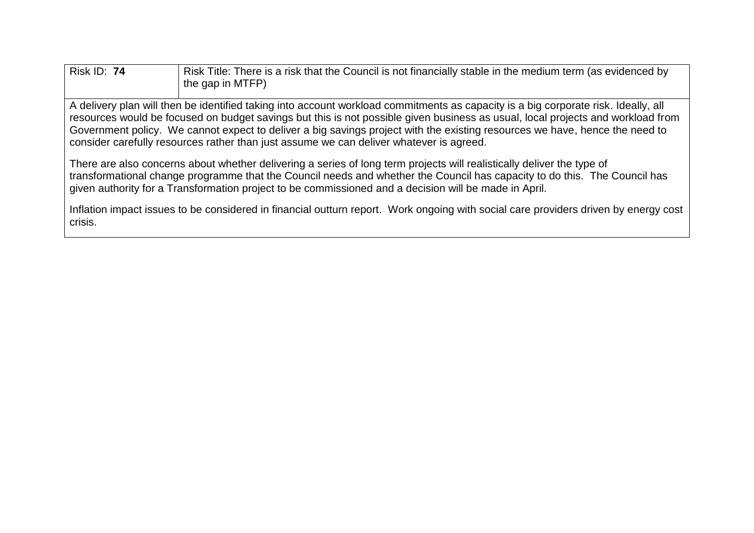| Risk ID: **74** | Risk Title: There is a risk that the Council is not financially stable in the medium term (as evidenced by the gap in MTFP) |
|---|---|

A delivery plan will then be identified taking into account workload commitments as capacity is a big corporate risk. Ideally, all resources would be focused on budget savings but this is not possible given business as usual, local projects and workload from Government policy. We cannot expect to deliver a big savings project with the existing resources we have, hence the need to consider carefully resources rather than just assume we can deliver whatever is agreed.

There are also concerns about whether delivering a series of long term projects will realistically deliver the type of transformational change programme that the Council needs and whether the Council has capacity to do this. The Council has given authority for a Transformation project to be commissioned and a decision will be made in April.

Inflation impact issues to be considered in financial outturn report. Work ongoing with social care providers driven by energy cost crisis.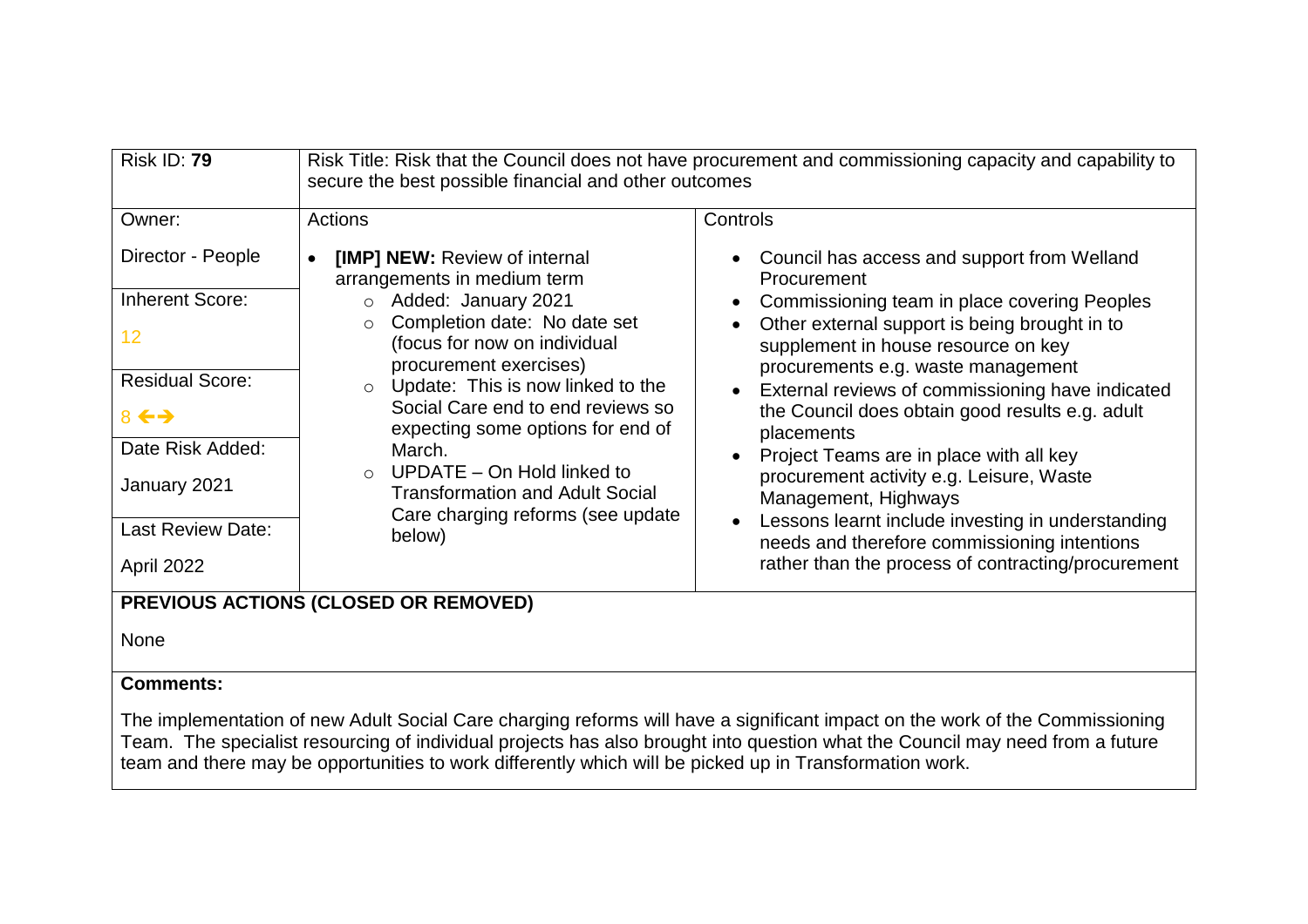| Risk ID: **79** | Risk Title: Risk that the Council does not have procurement and commissioning capacity and capability to secure the best possible financial and other outcomes | |
|---|---|---|
| Owner:<br><br>Director - People<br><br>Inherent Score:<br><br>12<br><br>Residual Score:<br><br>8 ←→<br><br>Date Risk Added:<br><br>January 2021<br><br>Last Review Date:<br><br>April 2022 | Actions<br><br>• **[IMP] NEW:** Review of internal arrangements in medium term<br>  ○ Added: January 2021<br>  ○ Completion date: No date set (focus for now on individual procurement exercises)<br>  ○ Update: This is now linked to the Social Care end to end reviews so expecting some options for end of March.<br>  ○ UPDATE – On Hold linked to Transformation and Adult Social Care charging reforms (see update below) | Controls<br><br>• Council has access and support from Welland Procurement<br>• Commissioning team in place covering Peoples<br>• Other external support is being brought in to supplement in house resource on key procurements e.g. waste management<br>• External reviews of commissioning have indicated the Council does obtain good results e.g. adult placements<br>• Project Teams are in place with all key procurement activity e.g. Leisure, Waste Management, Highways<br>• Lessons learnt include investing in understanding needs and therefore commissioning intentions rather than the process of contracting/procurement |
| **PREVIOUS ACTIONS (CLOSED OR REMOVED)**<br><br>None | | |
| **Comments:**<br><br>The implementation of new Adult Social Care charging reforms will have a significant impact on the work of the Commissioning Team. The specialist resourcing of individual projects has also brought into question what the Council may need from a future team and there may be opportunities to work differently which will be picked up in Transformation work. | | |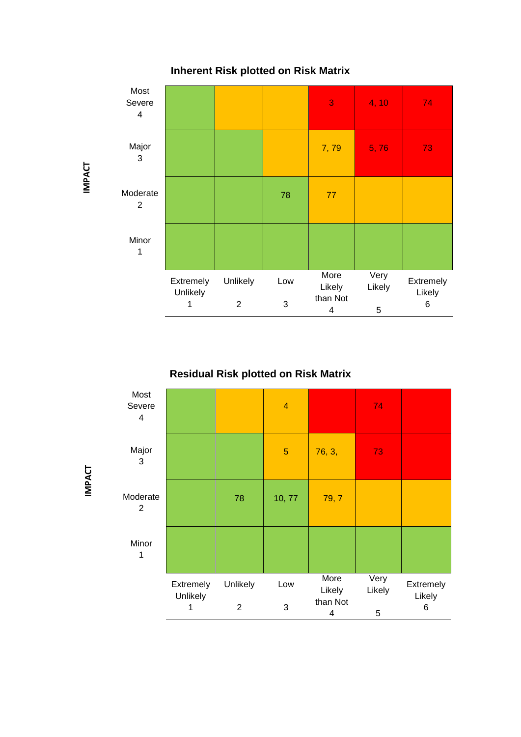## Inherent Risk plotted on Risk Matrix

IMPACT

| | | | | | | |
|---|---|---|---|---|---|---|
| Most Severe 4 | | | | 3 | 4, 10 | 74 |
| Major 3 | | | | 7, 79 | 5, 76 | 73 |
| Moderate 2 | | | 78 | 77 | | |
| Minor 1 | | | | | | |
| | Extremely Unlikely 1 | Unlikely 2 | Low 3 | More Likely than Not 4 | Very Likely 5 | Extremely Likely 6 |

## Residual Risk plotted on Risk Matrix

IMPACT

| | | | | | | |
|---|---|---|---|---|---|---|
| Most Severe 4 | | | 4 | | 74 | |
| Major 3 | | | 5 | 76, 3, | 73 | |
| Moderate 2 | | 78 | 10, 77 | 79, 7 | | |
| Minor 1 | | | | | | |
| | Extremely Unlikely 1 | Unlikely 2 | Low 3 | More Likely than Not 4 | Very Likely 5 | Extremely Likely 6 |